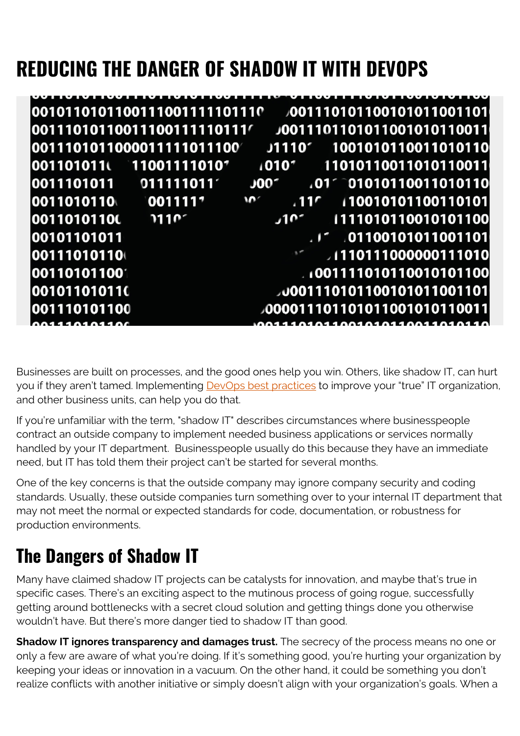# REDUCING THE DANGER OF SHADOW IT WITH DEVOPS

Businesses are built on processes, and the good ones help you win. Others, like shadow IT, can hurt you if they aren't tamed. Implementing DevOps best practices to improve your "true" IT organization, and other business units, can help you do that.

If you're unfamiliar with the term, "shadow IT" describes circumstances where businesspeople contract an outside company to implement needed business applications or services normally handled by your IT department. Businesspeople usually do this because they have an immediate need, but IT has told them their project can't be started for several months.

One of the key concerns is that the outside company may ignore company security and coding standards. Usually, these outside companies turn something over to your internal IT department that may not meet the normal or expected standards for code, documentation, or robustness for production environments.

## The Dangers of Shadow IT

Many have claimed shadow IT projects can be catalysts for innovation, and maybe that's true in specific cases. There's an exciting aspect to the mutinous process of going rogue, successfully getting around bottlenecks with a secret cloud solution and getting things done you otherwise wouldn't have. But there's more danger tied to shadow IT than good.

**Shadow IT ignores transparency and damages trust.** The secrecy of the process means no one or only a few are aware of what you're doing. If it's something good, you're hurting your organization by keeping your ideas or innovation in a vacuum. On the other hand, it could be something you don't realize conflicts with another initiative or simply doesn't align with your organization's goals. When a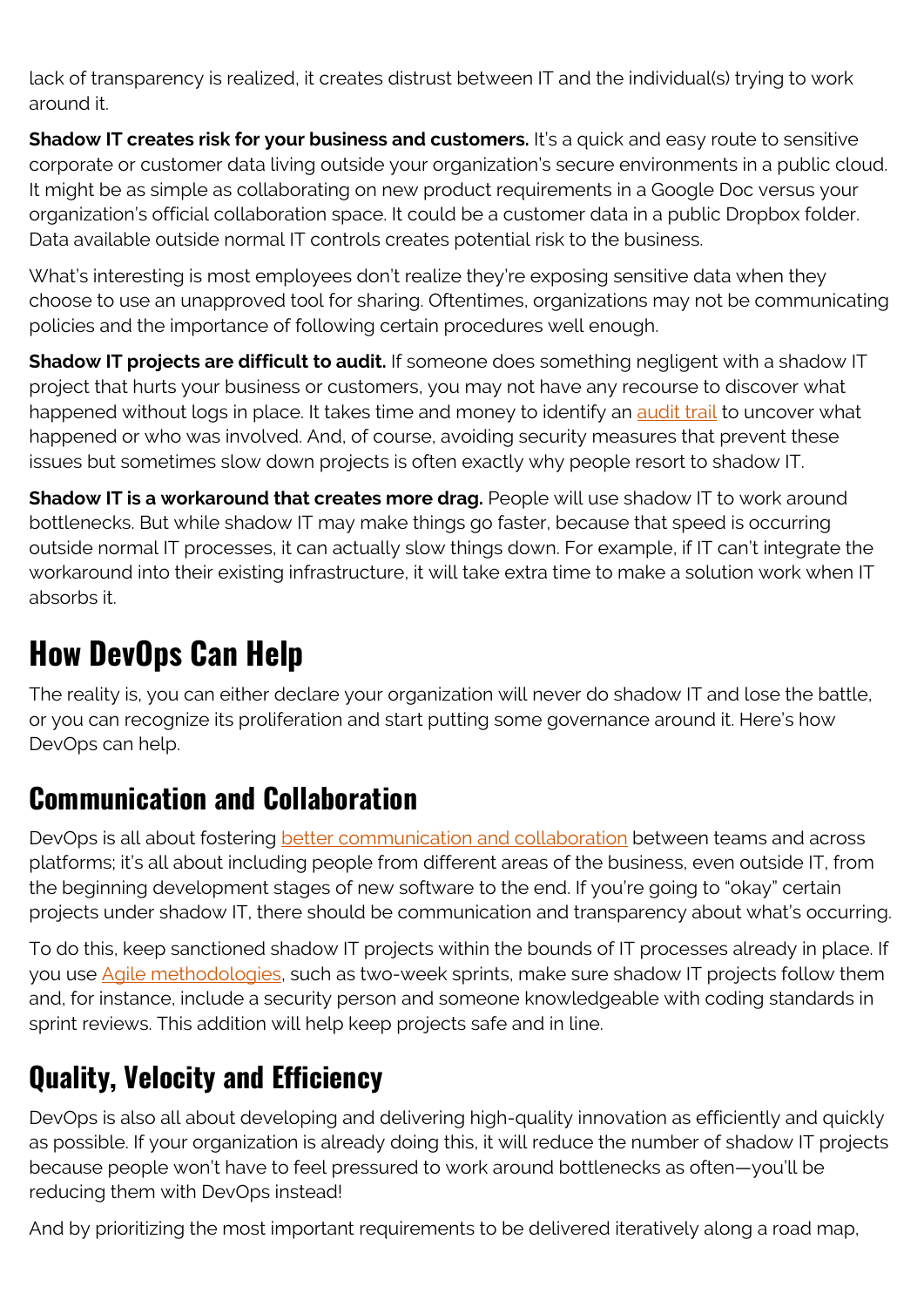lack of transparency is realized, it creates distrust between IT and the individual(s) trying to work around it.

**Shadow IT creates risk for your business and customers.** It's a quick and easy route to sensitive corporate or customer data living outside your organization's secure environments in a public cloud. It might be as simple as collaborating on new product requirements in a Google Doc versus your organization's official collaboration space. It could be a customer data in a public Dropbox folder. Data available outside normal IT controls creates potential risk to the business.

What's interesting is most employees don't realize they're exposing sensitive data when they choose to use an unapproved tool for sharing. Oftentimes, organizations may not be communicating policies and the importance of following certain procedures well enough.

**Shadow IT projects are difficult to audit.** If someone does something negligent with a shadow IT project that hurts your business or customers, you may not have any recourse to discover what happened without logs in place. It takes time and money to identify an audit trail to uncover what happened or who was involved. And, of course, avoiding security measures that prevent these issues but sometimes slow down projects is often exactly why people resort to shadow IT.

**Shadow IT is a workaround that creates more drag.** People will use shadow IT to work around bottlenecks. But while shadow IT may make things go faster, because that speed is occurring outside normal IT processes, it can actually slow things down. For example, if IT can't integrate the workaround into their existing infrastructure, it will take extra time to make a solution work when IT absorbs it.

# How DevOps Can Help

The reality is, you can either declare your organization will never do shadow IT and lose the battle, or you can recognize its proliferation and start putting some governance around it. Here's how DevOps can help.

## Communication and Collaboration

DevOps is all about fostering better communication and collaboration between teams and across platforms; it's all about including people from different areas of the business, even outside IT, from the beginning development stages of new software to the end. If you're going to "okay" certain projects under shadow IT, there should be communication and transparency about what's occurring.

To do this, keep sanctioned shadow IT projects within the bounds of IT processes already in place. If you use Agile methodologies, such as two-week sprints, make sure shadow IT projects follow them and, for instance, include a security person and someone knowledgeable with coding standards in sprint reviews. This addition will help keep projects safe and in line.

## Quality, Velocity and Efficiency

DevOps is also all about developing and delivering high-quality innovation as efficiently and quickly as possible. If your organization is already doing this, it will reduce the number of shadow IT projects because people won't have to feel pressured to work around bottlenecks as often—you'll be reducing them with DevOps instead!

And by prioritizing the most important requirements to be delivered iteratively along a road map,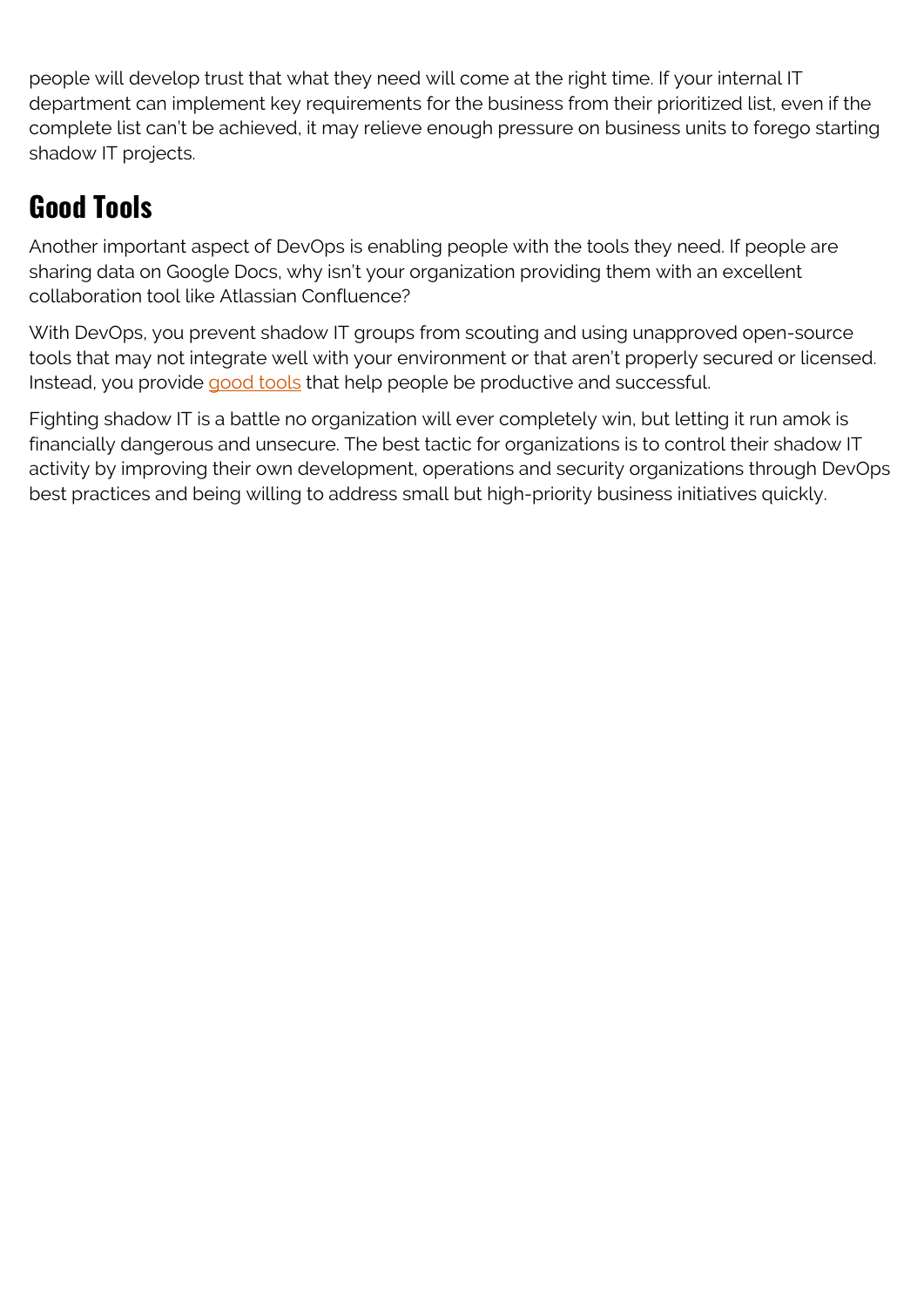people will develop trust that what they need will come at the right time. If your internal IT department can implement key requirements for the business from their prioritized list, even if the complete list can't be achieved, it may relieve enough pressure on business units to forego starting shadow IT projects.

## Good Tools

Another important aspect of DevOps is enabling people with the tools they need. If people are sharing data on Google Docs, why isn't your organization providing them with an excellent collaboration tool like Atlassian Confluence?

With DevOps, you prevent shadow IT groups from scouting and using unapproved open-source tools that may not integrate well with your environment or that aren't properly secured or licensed. Instead, you provide good tools that help people be productive and successful.

Fighting shadow IT is a battle no organization will ever completely win, but letting it run amok is financially dangerous and unsecure. The best tactic for organizations is to control their shadow IT activity by improving their own development, operations and security organizations through DevOps best practices and being willing to address small but high-priority business initiatives quickly.